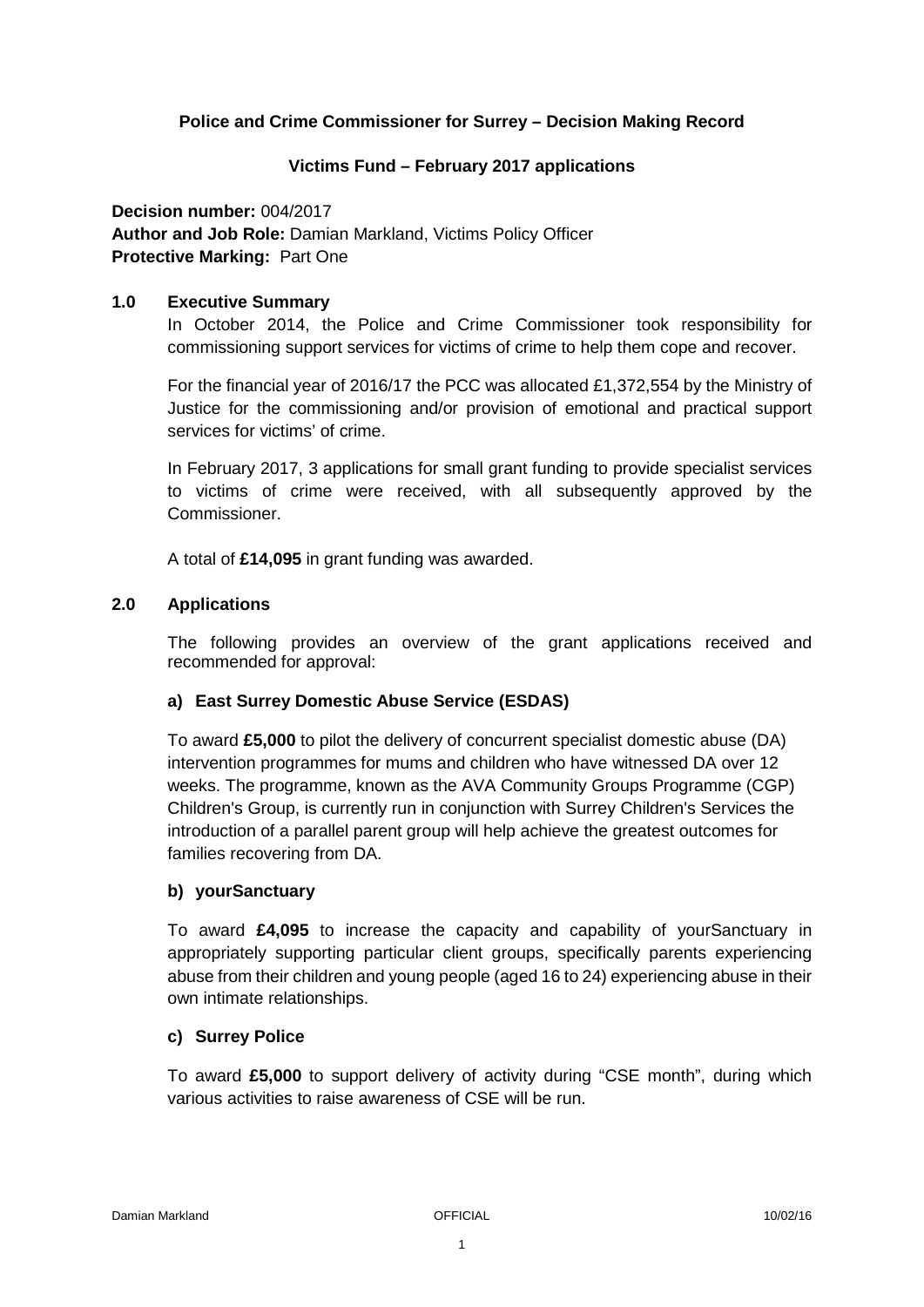**Police and Crime Commissioner for Surrey – Decision Making Record**

**Victims Fund – February 2017 applications**

**Decision number:** 004/2017
**Author and Job Role:** Damian Markland, Victims Policy Officer
**Protective Marking:** Part One

## 1.0 Executive Summary

In October 2014, the Police and Crime Commissioner took responsibility for commissioning support services for victims of crime to help them cope and recover.

For the financial year of 2016/17 the PCC was allocated £1,372,554 by the Ministry of Justice for the commissioning and/or provision of emotional and practical support services for victims' of crime.

In February 2017, 3 applications for small grant funding to provide specialist services to victims of crime were received, with all subsequently approved by the Commissioner.

A total of **£14,095** in grant funding was awarded.

## 2.0 Applications

The following provides an overview of the grant applications received and recommended for approval:

### a) East Surrey Domestic Abuse Service (ESDAS)

To award **£5,000** to pilot the delivery of concurrent specialist domestic abuse (DA) intervention programmes for mums and children who have witnessed DA over 12 weeks. The programme, known as the AVA Community Groups Programme (CGP) Children's Group, is currently run in conjunction with Surrey Children's Services the introduction of a parallel parent group will help achieve the greatest outcomes for families recovering from DA.

### b) yourSanctuary

To award **£4,095** to increase the capacity and capability of yourSanctuary in appropriately supporting particular client groups, specifically parents experiencing abuse from their children and young people (aged 16 to 24) experiencing abuse in their own intimate relationships.

### c) Surrey Police

To award **£5,000** to support delivery of activity during "CSE month", during which various activities to raise awareness of CSE will be run.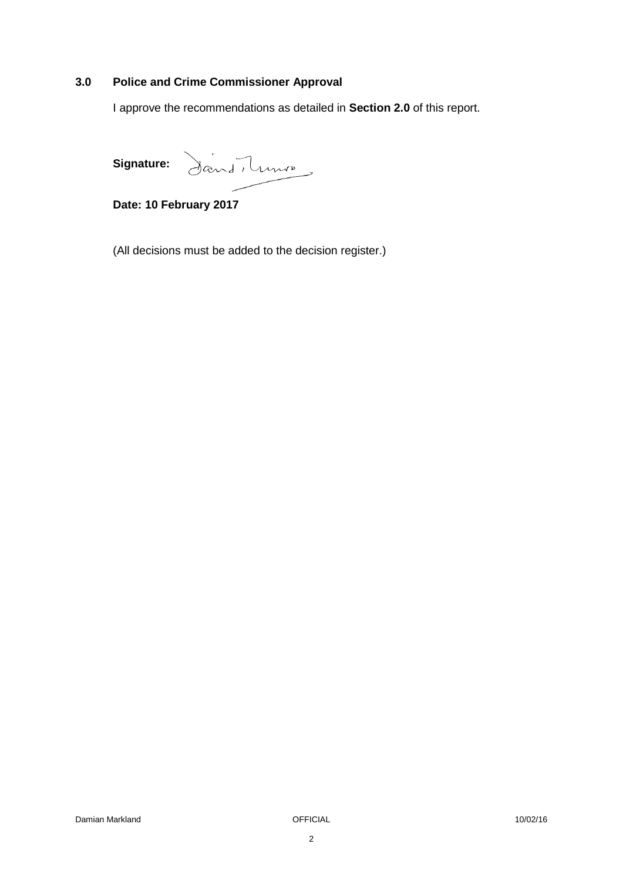## 3.0 Police and Crime Commissioner Approval

I approve the recommendations as detailed in **Section 2.0** of this report.

**Signature:**

**Date: 10 February 2017**

(All decisions must be added to the decision register.)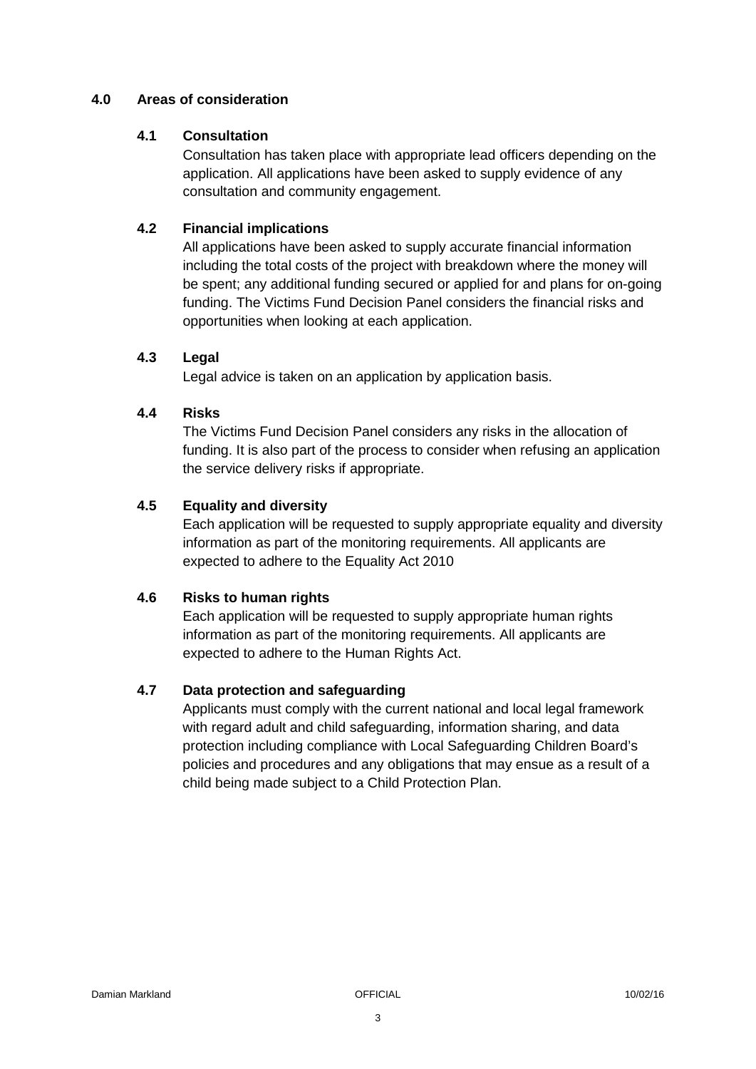## 4.0 Areas of consideration

### 4.1 Consultation

Consultation has taken place with appropriate lead officers depending on the application. All applications have been asked to supply evidence of any consultation and community engagement.

### 4.2 Financial implications

All applications have been asked to supply accurate financial information including the total costs of the project with breakdown where the money will be spent; any additional funding secured or applied for and plans for on-going funding. The Victims Fund Decision Panel considers the financial risks and opportunities when looking at each application.

### 4.3 Legal

Legal advice is taken on an application by application basis.

### 4.4 Risks

The Victims Fund Decision Panel considers any risks in the allocation of funding. It is also part of the process to consider when refusing an application the service delivery risks if appropriate.

### 4.5 Equality and diversity

Each application will be requested to supply appropriate equality and diversity information as part of the monitoring requirements. All applicants are expected to adhere to the Equality Act 2010

### 4.6 Risks to human rights

Each application will be requested to supply appropriate human rights information as part of the monitoring requirements. All applicants are expected to adhere to the Human Rights Act.

### 4.7 Data protection and safeguarding

Applicants must comply with the current national and local legal framework with regard adult and child safeguarding, information sharing, and data protection including compliance with Local Safeguarding Children Board's policies and procedures and any obligations that may ensue as a result of a child being made subject to a Child Protection Plan.